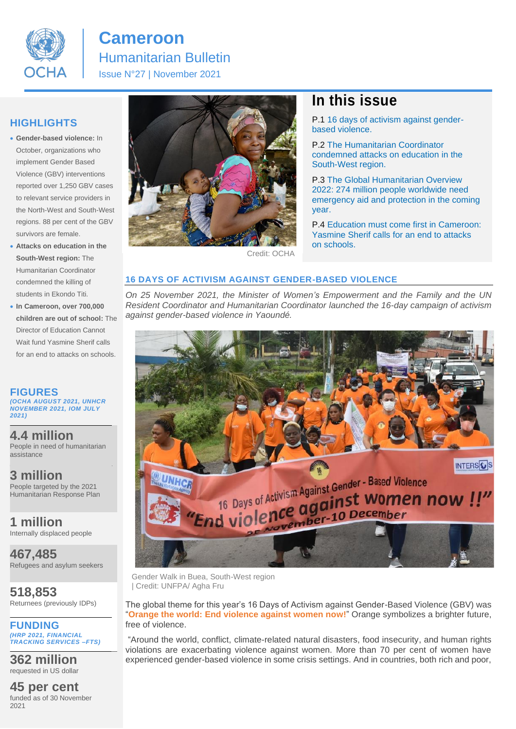# Cameroon

## Humanitarian Bulletin

Issue N°27 | November 2021

## In this issue

P.1 16 days of activism against gender-based violence.

P.2 The Humanitarian Coordinator condemned attacks on education in the South-West region.

P.3 The Global Humanitarian Overview 2022: 274 million people worldwide need emergency aid and protection in the coming year.

P.4 Education must come first in Cameroon: Yasmine Sherif calls for an end to attacks on schools.

Credit: OCHA

## HIGHLIGHTS

- **Gender-based violence:** In October, organizations who implement Gender Based Violence (GBV) interventions reported over 1,250 GBV cases to relevant service providers in the North-West and South-West regions. 88 per cent of the GBV survivors are female.
- **Attacks on education in the South-West region:** The Humanitarian Coordinator condemned the killing of students in Ekondo Titi.
- **In Cameroon, over 700,000 children are out of school:** The Director of Education Cannot Wait fund Yasmine Sherif calls for an end to attacks on schools.

## FIGURES

*(OCHA AUGUST 2021, UNHCR NOVEMBER 2021, IOM JULY 2021)*

**4.4 million**
People in need of humanitarian assistance

**3 million**
People targeted by the 2021 Humanitarian Response Plan

**1 million**
Internally displaced people

**467,485**
Refugees and asylum seekers

**518,853**
Returnees (previously IDPs)

## FUNDING

*(HRP 2021, FINANCIAL TRACKING SERVICES –FTS)*

**362 million**
requested in US dollar

**45 per cent**
funded as of 30 November 2021

## 16 DAYS OF ACTIVISM AGAINST GENDER-BASED VIOLENCE

*On 25 November 2021, the Minister of Women's Empowerment and the Family and the UN Resident Coordinator and Humanitarian Coordinator launched the 16-day campaign of activism against gender-based violence in Yaoundé.*

Gender Walk in Buea, South-West region | Credit: UNFPA/ Agha Fru

The global theme for this year's 16 Days of Activism against Gender-Based Violence (GBV) was "**Orange the world: End violence against women now!**" Orange symbolizes a brighter future, free of violence.

"Around the world, conflict, climate-related natural disasters, food insecurity, and human rights violations are exacerbating violence against women. More than 70 per cent of women have experienced gender-based violence in some crisis settings. And in countries, both rich and poor,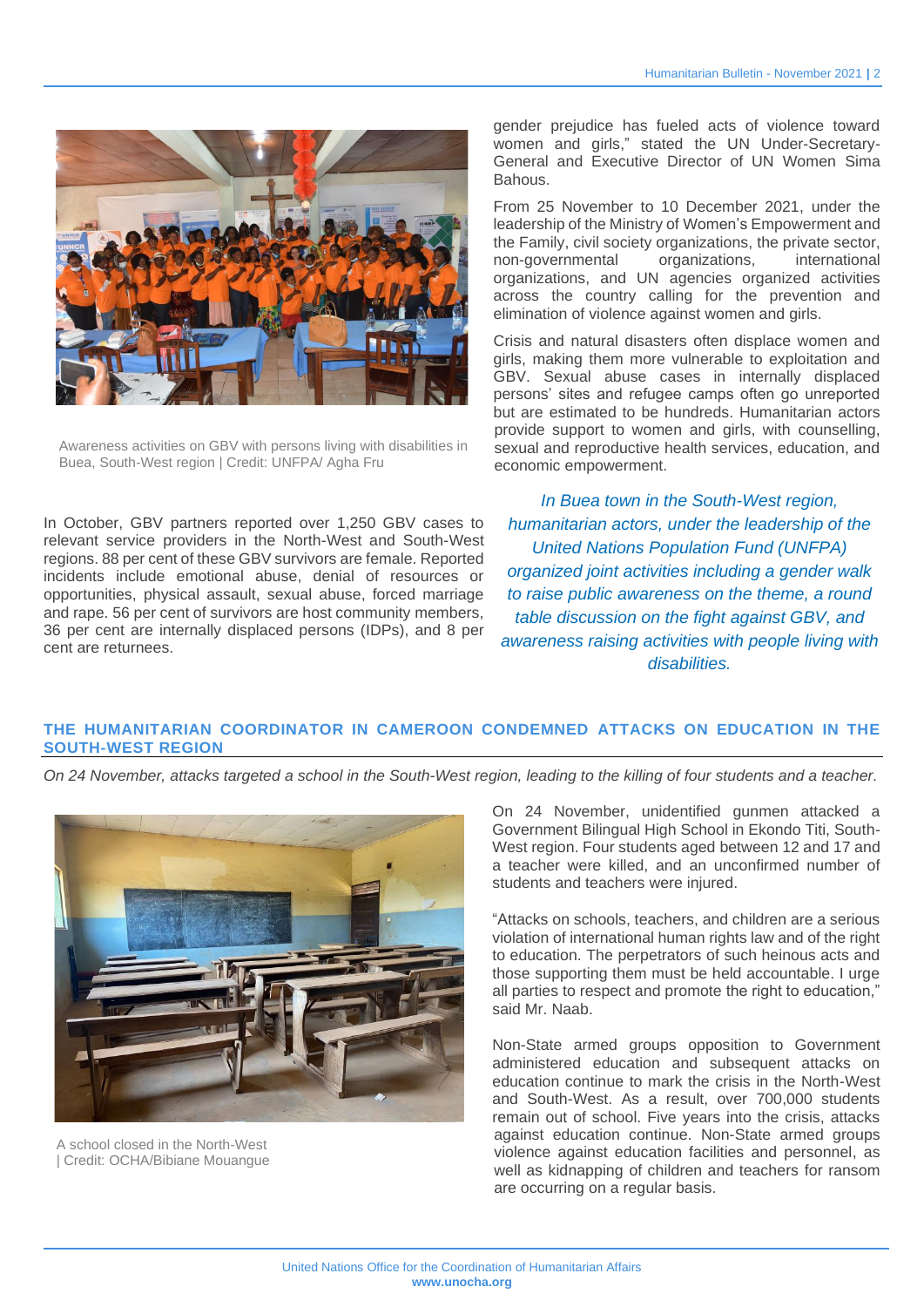Awareness activities on GBV with persons living with disabilities in Buea, South-West region | Credit: UNFPA/ Agha Fru

In October, GBV partners reported over 1,250 GBV cases to relevant service providers in the North-West and South-West regions. 88 per cent of these GBV survivors are female. Reported incidents include emotional abuse, denial of resources or opportunities, physical assault, sexual abuse, forced marriage and rape. 56 per cent of survivors are host community members, 36 per cent are internally displaced persons (IDPs), and 8 per cent are returnees.

gender prejudice has fueled acts of violence toward women and girls," stated the UN Under-Secretary-General and Executive Director of UN Women Sima Bahous.

From 25 November to 10 December 2021, under the leadership of the Ministry of Women's Empowerment and the Family, civil society organizations, the private sector, non-governmental organizations, international organizations, and UN agencies organized activities across the country calling for the prevention and elimination of violence against women and girls.

Crisis and natural disasters often displace women and girls, making them more vulnerable to exploitation and GBV. Sexual abuse cases in internally displaced persons' sites and refugee camps often go unreported but are estimated to be hundreds. Humanitarian actors provide support to women and girls, with counselling, sexual and reproductive health services, education, and economic empowerment.

*In Buea town in the South-West region, humanitarian actors, under the leadership of the United Nations Population Fund (UNFPA) organized joint activities including a gender walk to raise public awareness on the theme, a round table discussion on the fight against GBV, and awareness raising activities with people living with disabilities.*

## THE HUMANITARIAN COORDINATOR IN CAMEROON CONDEMNED ATTACKS ON EDUCATION IN THE SOUTH-WEST REGION

*On 24 November, attacks targeted a school in the South-West region, leading to the killing of four students and a teacher.*

A school closed in the North-West | Credit: OCHA/Bibiane Mouangue

On 24 November, unidentified gunmen attacked a Government Bilingual High School in Ekondo Titi, South-West region. Four students aged between 12 and 17 and a teacher were killed, and an unconfirmed number of students and teachers were injured.

"Attacks on schools, teachers, and children are a serious violation of international human rights law and of the right to education. The perpetrators of such heinous acts and those supporting them must be held accountable. I urge all parties to respect and promote the right to education," said Mr. Naab.

Non-State armed groups opposition to Government administered education and subsequent attacks on education continue to mark the crisis in the North-West and South-West. As a result, over 700,000 students remain out of school. Five years into the crisis, attacks against education continue. Non-State armed groups violence against education facilities and personnel, as well as kidnapping of children and teachers for ransom are occurring on a regular basis.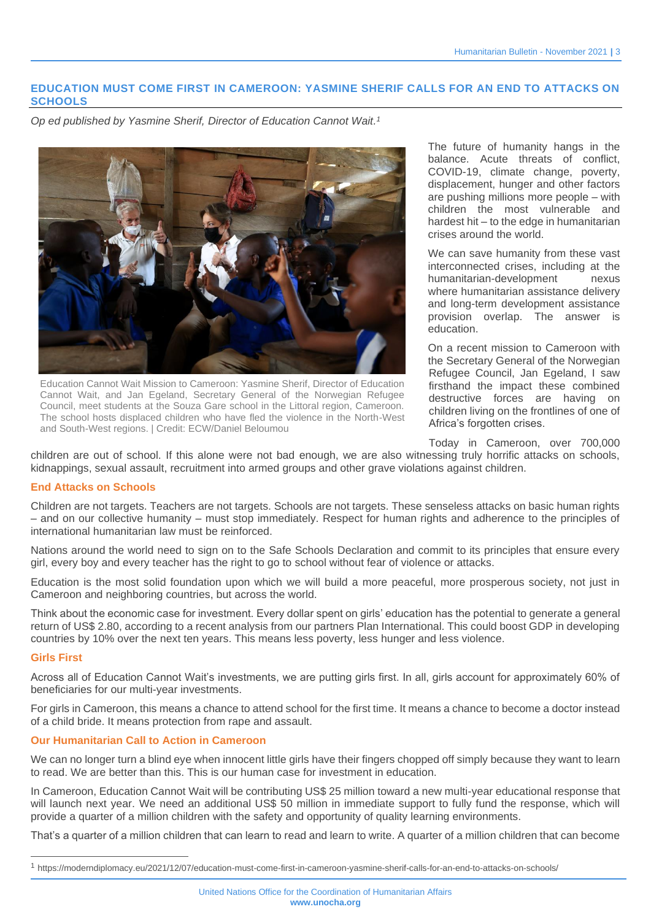## EDUCATION MUST COME FIRST IN CAMEROON: YASMINE SHERIF CALLS FOR AN END TO ATTACKS ON SCHOOLS

*Op ed published by Yasmine Sherif, Director of Education Cannot Wait.*[1]

Education Cannot Wait Mission to Cameroon: Yasmine Sherif, Director of Education Cannot Wait, and Jan Egeland, Secretary General of the Norwegian Refugee Council, meet students at the Souza Gare school in the Littoral region, Cameroon. The school hosts displaced children who have fled the violence in the North-West and South-West regions. | Credit: ECW/Daniel Beloumou

The future of humanity hangs in the balance. Acute threats of conflict, COVID-19, climate change, poverty, displacement, hunger and other factors are pushing millions more people – with children the most vulnerable and hardest hit – to the edge in humanitarian crises around the world.

We can save humanity from these vast interconnected crises, including at the humanitarian-development nexus where humanitarian assistance delivery and long-term development assistance provision overlap. The answer is education.

On a recent mission to Cameroon with the Secretary General of the Norwegian Refugee Council, Jan Egeland, I saw firsthand the impact these combined destructive forces are having on children living on the frontlines of one of Africa's forgotten crises.

Today in Cameroon, over 700,000 children are out of school. If this alone were not bad enough, we are also witnessing truly horrific attacks on schools, kidnappings, sexual assault, recruitment into armed groups and other grave violations against children.

### End Attacks on Schools

Children are not targets. Teachers are not targets. Schools are not targets. These senseless attacks on basic human rights – and on our collective humanity – must stop immediately. Respect for human rights and adherence to the principles of international humanitarian law must be reinforced.

Nations around the world need to sign on to the Safe Schools Declaration and commit to its principles that ensure every girl, every boy and every teacher has the right to go to school without fear of violence or attacks.

Education is the most solid foundation upon which we will build a more peaceful, more prosperous society, not just in Cameroon and neighboring countries, but across the world.

Think about the economic case for investment. Every dollar spent on girls' education has the potential to generate a general return of US$ 2.80, according to a recent analysis from our partners Plan International. This could boost GDP in developing countries by 10% over the next ten years. This means less poverty, less hunger and less violence.

### Girls First

Across all of Education Cannot Wait's investments, we are putting girls first. In all, girls account for approximately 60% of beneficiaries for our multi-year investments.

For girls in Cameroon, this means a chance to attend school for the first time. It means a chance to become a doctor instead of a child bride. It means protection from rape and assault.

### Our Humanitarian Call to Action in Cameroon

We can no longer turn a blind eye when innocent little girls have their fingers chopped off simply because they want to learn to read. We are better than this. This is our human case for investment in education.

In Cameroon, Education Cannot Wait will be contributing US$ 25 million toward a new multi-year educational response that will launch next year. We need an additional US$ 50 million in immediate support to fully fund the response, which will provide a quarter of a million children with the safety and opportunity of quality learning environments.

That's a quarter of a million children that can learn to read and learn to write. A quarter of a million children that can become

---

[1] https://moderndiplomacy.eu/2021/12/07/education-must-come-first-in-cameroon-yasmine-sherif-calls-for-an-end-to-attacks-on-schools/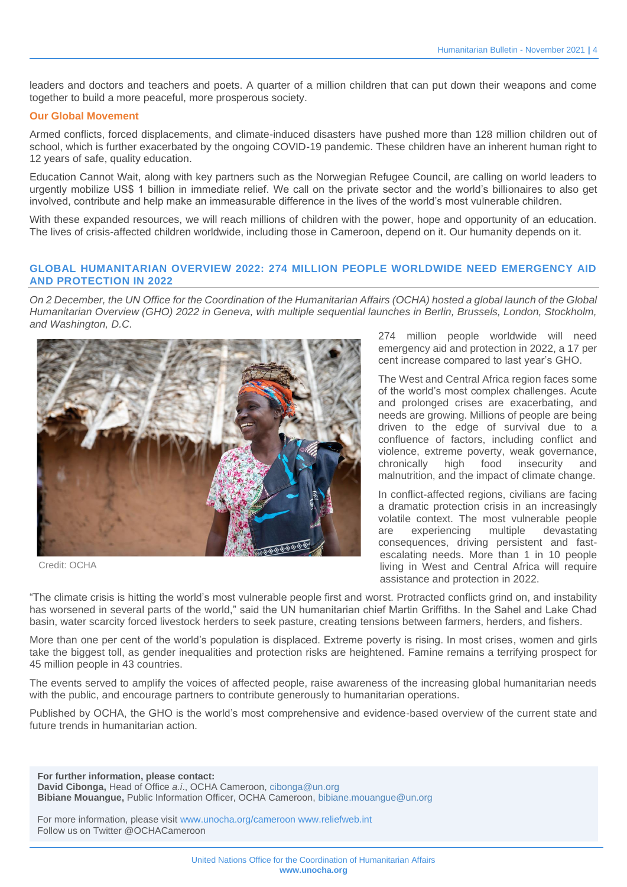leaders and doctors and teachers and poets. A quarter of a million children that can put down their weapons and come together to build a more peaceful, more prosperous society.

### Our Global Movement

Armed conflicts, forced displacements, and climate-induced disasters have pushed more than 128 million children out of school, which is further exacerbated by the ongoing COVID-19 pandemic. These children have an inherent human right to 12 years of safe, quality education.

Education Cannot Wait, along with key partners such as the Norwegian Refugee Council, are calling on world leaders to urgently mobilize US$ 1 billion in immediate relief. We call on the private sector and the world's billionaires to also get involved, contribute and help make an immeasurable difference in the lives of the world's most vulnerable children.

With these expanded resources, we will reach millions of children with the power, hope and opportunity of an education. The lives of crisis-affected children worldwide, including those in Cameroon, depend on it. Our humanity depends on it.

## GLOBAL HUMANITARIAN OVERVIEW 2022: 274 MILLION PEOPLE WORLDWIDE NEED EMERGENCY AID AND PROTECTION IN 2022

*On 2 December, the UN Office for the Coordination of the Humanitarian Affairs (OCHA) hosted a global launch of the Global Humanitarian Overview (GHO) 2022 in Geneva, with multiple sequential launches in Berlin, Brussels, London, Stockholm, and Washington, D.C.*

Credit: OCHA

274 million people worldwide will need emergency aid and protection in 2022, a 17 per cent increase compared to last year's GHO.

The West and Central Africa region faces some of the world's most complex challenges. Acute and prolonged crises are exacerbating, and needs are growing. Millions of people are being driven to the edge of survival due to a confluence of factors, including conflict and violence, extreme poverty, weak governance, chronically high food insecurity and malnutrition, and the impact of climate change.

In conflict-affected regions, civilians are facing a dramatic protection crisis in an increasingly volatile context. The most vulnerable people are experiencing multiple devastating consequences, driving persistent and fast-escalating needs. More than 1 in 10 people living in West and Central Africa will require assistance and protection in 2022.

"The climate crisis is hitting the world's most vulnerable people first and worst. Protracted conflicts grind on, and instability has worsened in several parts of the world," said the UN humanitarian chief Martin Griffiths. In the Sahel and Lake Chad basin, water scarcity forced livestock herders to seek pasture, creating tensions between farmers, herders, and fishers.

More than one per cent of the world's population is displaced. Extreme poverty is rising. In most crises, women and girls take the biggest toll, as gender inequalities and protection risks are heightened. Famine remains a terrifying prospect for 45 million people in 43 countries.

The events served to amplify the voices of affected people, raise awareness of the increasing global humanitarian needs with the public, and encourage partners to contribute generously to humanitarian operations.

Published by OCHA, the GHO is the world's most comprehensive and evidence-based overview of the current state and future trends in humanitarian action.

**For further information, please contact:**
**David Cibonga,** Head of Office *a.i*., OCHA Cameroon, cibonga@un.org
**Bibiane Mouangue,** Public Information Officer, OCHA Cameroon, bibiane.mouangue@un.org

For more information, please visit www.unocha.org/cameroon www.reliefweb.int
Follow us on Twitter @OCHACameroon